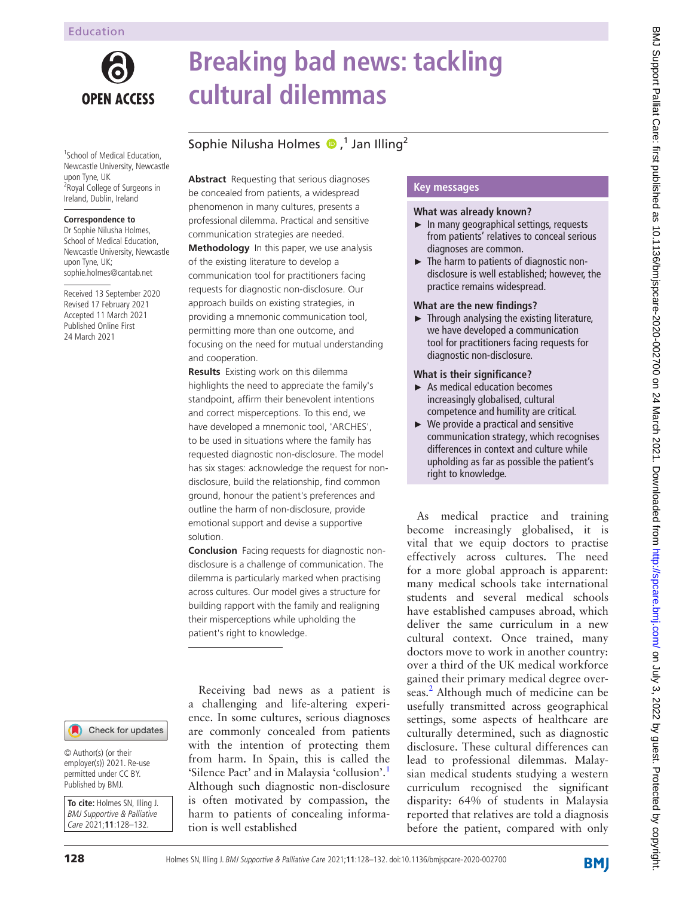Education

# Breaking bad news: tackling cultural dilemmas

Sophie Nilusha Holmes [1], Jan Illing [2]

[1] School of Medical Education, Newcastle University, Newcastle upon Tyne, UK
[2] Royal College of Surgeons in Ireland, Dublin, Ireland

**Correspondence to**
Dr Sophie Nilusha Holmes, School of Medical Education, Newcastle University, Newcastle upon Tyne, UK; sophie.holmes@cantab.net

Received 13 September 2020
Revised 17 February 2021
Accepted 11 March 2021
Published Online First 24 March 2021

**Abstract** Requesting that serious diagnoses be concealed from patients, a widespread phenomenon in many cultures, presents a professional dilemma. Practical and sensitive communication strategies are needed.

**Methodology** In this paper, we use analysis of the existing literature to develop a communication tool for practitioners facing requests for diagnostic non-disclosure. Our approach builds on existing strategies, in providing a mnemonic communication tool, permitting more than one outcome, and focusing on the need for mutual understanding and cooperation.

**Results** Existing work on this dilemma highlights the need to appreciate the family's standpoint, affirm their benevolent intentions and correct misperceptions. To this end, we have developed a mnemonic tool, 'ARCHES', to be used in situations where the family has requested diagnostic non-disclosure. The model has six stages: acknowledge the request for non-disclosure, build the relationship, find common ground, honour the patient's preferences and outline the harm of non-disclosure, provide emotional support and devise a supportive solution.

**Conclusion** Facing requests for diagnostic non-disclosure is a challenge of communication. The dilemma is particularly marked when practising across cultures. Our model gives a structure for building rapport with the family and realigning their misperceptions while upholding the patient's right to knowledge.

## Key messages

### What was already known?

- In many geographical settings, requests from patients' relatives to conceal serious diagnoses are common.
- The harm to patients of diagnostic non-disclosure is well established; however, the practice remains widespread.

### What are the new findings?

- Through analysing the existing literature, we have developed a communication tool for practitioners facing requests for diagnostic non-disclosure.

### What is their significance?

- As medical education becomes increasingly globalised, cultural competence and humility are critical.
- We provide a practical and sensitive communication strategy, which recognises differences in context and culture while upholding as far as possible the patient's right to knowledge.

© Author(s) (or their employer(s)) 2021. Re-use permitted under CC BY. Published by BMJ.

**To cite:** Holmes SN, Illing J. *BMJ Supportive & Palliative Care* 2021;**11**:128–132.

Receiving bad news as a patient is a challenging and life-altering experience. In some cultures, serious diagnoses are commonly concealed from patients with the intention of protecting them from harm. In Spain, this is called the 'Silence Pact' and in Malaysia 'collusion'.[1] Although such diagnostic non-disclosure is often motivated by compassion, the harm to patients of concealing information is well established

As medical practice and training become increasingly globalised, it is vital that we equip doctors to practise effectively across cultures. The need for a more global approach is apparent: many medical schools take international students and several medical schools have established campuses abroad, which deliver the same curriculum in a new cultural context. Once trained, many doctors move to work in another country: over a third of the UK medical workforce gained their primary medical degree overseas.[2] Although much of medicine can be usefully transmitted across geographical settings, some aspects of healthcare are culturally determined, such as diagnostic disclosure. These cultural differences can lead to professional dilemmas. Malaysian medical students studying a western curriculum recognised the significant disparity: 64% of students in Malaysia reported that relatives are told a diagnosis before the patient, compared with only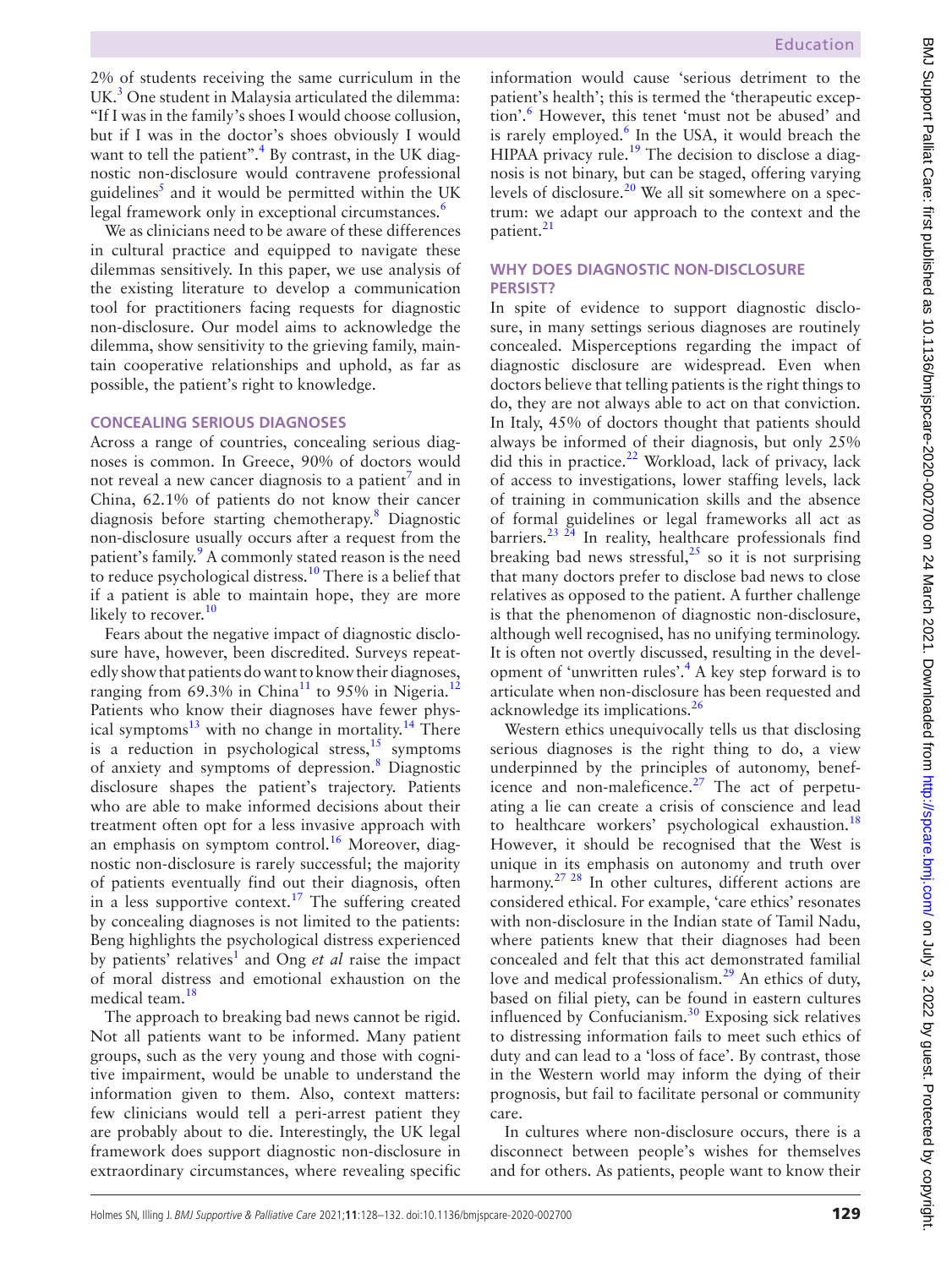2% of students receiving the same curriculum in the UK.[3] One student in Malaysia articulated the dilemma: "If I was in the family's shoes I would choose collusion, but if I was in the doctor's shoes obviously I would want to tell the patient".[4] By contrast, in the UK diagnostic non-disclosure would contravene professional guidelines[5] and it would be permitted within the UK legal framework only in exceptional circumstances.[6]

We as clinicians need to be aware of these differences in cultural practice and equipped to navigate these dilemmas sensitively. In this paper, we use analysis of the existing literature to develop a communication tool for practitioners facing requests for diagnostic non-disclosure. Our model aims to acknowledge the dilemma, show sensitivity to the grieving family, maintain cooperative relationships and uphold, as far as possible, the patient's right to knowledge.

## CONCEALING SERIOUS DIAGNOSES

Across a range of countries, concealing serious diagnoses is common. In Greece, 90% of doctors would not reveal a new cancer diagnosis to a patient[7] and in China, 62.1% of patients do not know their cancer diagnosis before starting chemotherapy.[8] Diagnostic non-disclosure usually occurs after a request from the patient's family.[9] A commonly stated reason is the need to reduce psychological distress.[10] There is a belief that if a patient is able to maintain hope, they are more likely to recover.[10]

Fears about the negative impact of diagnostic disclosure have, however, been discredited. Surveys repeatedly show that patients do want to know their diagnoses, ranging from 69.3% in China[11] to 95% in Nigeria.[12] Patients who know their diagnoses have fewer physical symptoms[13] with no change in mortality.[14] There is a reduction in psychological stress,[15] symptoms of anxiety and symptoms of depression.[8] Diagnostic disclosure shapes the patient's trajectory. Patients who are able to make informed decisions about their treatment often opt for a less invasive approach with an emphasis on symptom control.[16] Moreover, diagnostic non-disclosure is rarely successful; the majority of patients eventually find out their diagnosis, often in a less supportive context.[17] The suffering created by concealing diagnoses is not limited to the patients: Beng highlights the psychological distress experienced by patients' relatives[1] and Ong *et al* raise the impact of moral distress and emotional exhaustion on the medical team.[18]

The approach to breaking bad news cannot be rigid. Not all patients want to be informed. Many patient groups, such as the very young and those with cognitive impairment, would be unable to understand the information given to them. Also, context matters: few clinicians would tell a peri-arrest patient they are probably about to die. Interestingly, the UK legal framework does support diagnostic non-disclosure in extraordinary circumstances, where revealing specific information would cause 'serious detriment to the patient's health'; this is termed the 'therapeutic exception'.[6] However, this tenet 'must not be abused' and is rarely employed.[6] In the USA, it would breach the HIPAA privacy rule.[19] The decision to disclose a diagnosis is not binary, but can be staged, offering varying levels of disclosure.[20] We all sit somewhere on a spectrum: we adapt our approach to the context and the patient.[21]

## WHY DOES DIAGNOSTIC NON-DISCLOSURE PERSIST?

In spite of evidence to support diagnostic disclosure, in many settings serious diagnoses are routinely concealed. Misperceptions regarding the impact of diagnostic disclosure are widespread. Even when doctors believe that telling patients is the right things to do, they are not always able to act on that conviction. In Italy, 45% of doctors thought that patients should always be informed of their diagnosis, but only 25% did this in practice.[22] Workload, lack of privacy, lack of access to investigations, lower staffing levels, lack of training in communication skills and the absence of formal guidelines or legal frameworks all act as barriers.[23 24] In reality, healthcare professionals find breaking bad news stressful,[25] so it is not surprising that many doctors prefer to disclose bad news to close relatives as opposed to the patient. A further challenge is that the phenomenon of diagnostic non-disclosure, although well recognised, has no unifying terminology. It is often not overtly discussed, resulting in the development of 'unwritten rules'.[4] A key step forward is to articulate when non-disclosure has been requested and acknowledge its implications.[26]

Western ethics unequivocally tells us that disclosing serious diagnoses is the right thing to do, a view underpinned by the principles of autonomy, beneficence and non-maleficence.[27] The act of perpetuating a lie can create a crisis of conscience and lead to healthcare workers' psychological exhaustion.[18] However, it should be recognised that the West is unique in its emphasis on autonomy and truth over harmony.[27 28] In other cultures, different actions are considered ethical. For example, 'care ethics' resonates with non-disclosure in the Indian state of Tamil Nadu, where patients knew that their diagnoses had been concealed and felt that this act demonstrated familial love and medical professionalism.[29] An ethics of duty, based on filial piety, can be found in eastern cultures influenced by Confucianism.[30] Exposing sick relatives to distressing information fails to meet such ethics of duty and can lead to a 'loss of face'. By contrast, those in the Western world may inform the dying of their prognosis, but fail to facilitate personal or community care.

In cultures where non-disclosure occurs, there is a disconnect between people's wishes for themselves and for others. As patients, people want to know their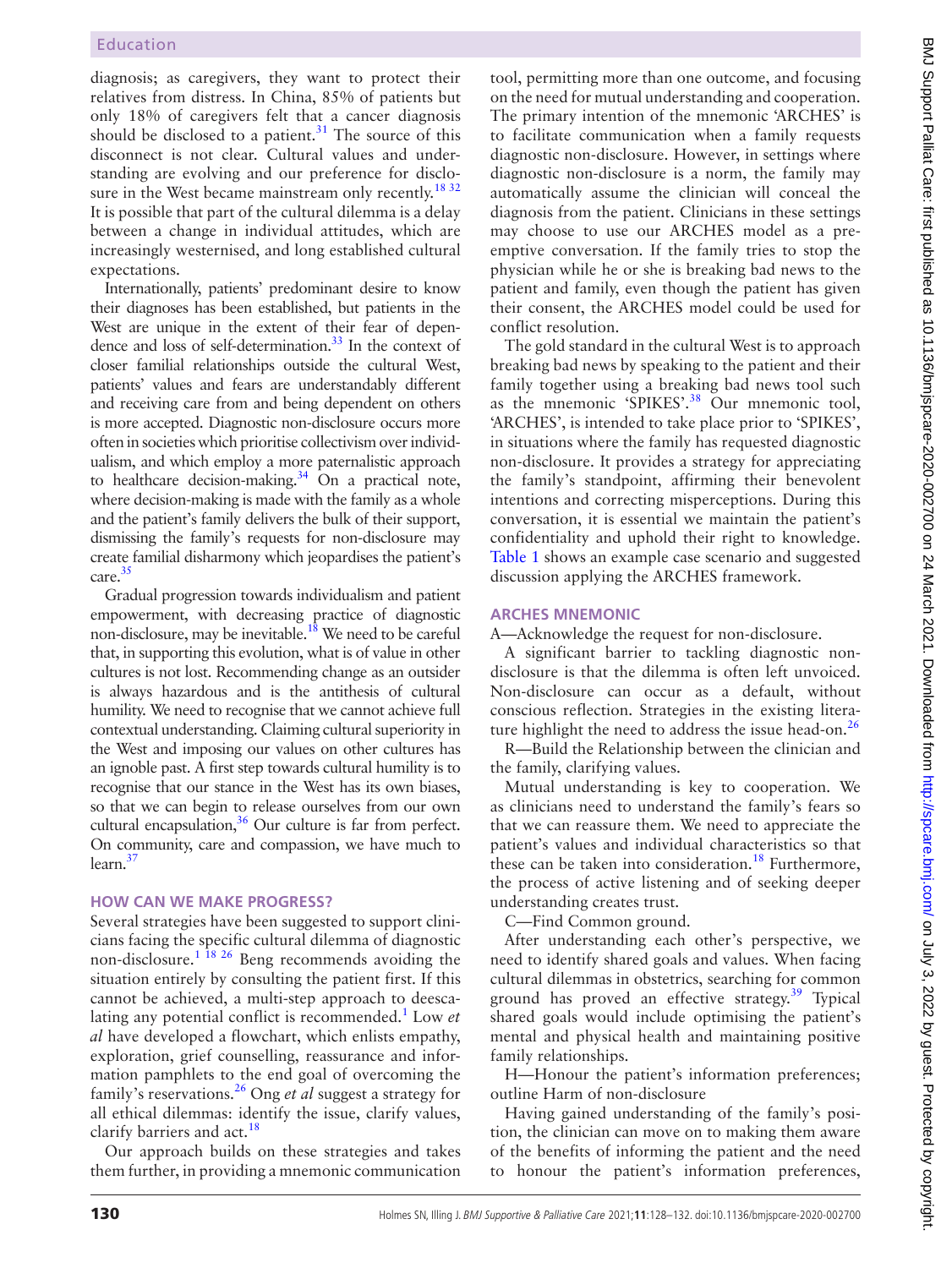diagnosis; as caregivers, they want to protect their relatives from distress. In China, 85% of patients but only 18% of caregivers felt that a cancer diagnosis should be disclosed to a patient.[31] The source of this disconnect is not clear. Cultural values and understanding are evolving and our preference for disclosure in the West became mainstream only recently.[18 32] It is possible that part of the cultural dilemma is a delay between a change in individual attitudes, which are increasingly westernised, and long established cultural expectations.

Internationally, patients' predominant desire to know their diagnoses has been established, but patients in the West are unique in the extent of their fear of dependence and loss of self-determination.[33] In the context of closer familial relationships outside the cultural West, patients' values and fears are understandably different and receiving care from and being dependent on others is more accepted. Diagnostic non-disclosure occurs more often in societies which prioritise collectivism over individualism, and which employ a more paternalistic approach to healthcare decision-making.[34] On a practical note, where decision-making is made with the family as a whole and the patient's family delivers the bulk of their support, dismissing the family's requests for non-disclosure may create familial disharmony which jeopardises the patient's care.[35]

Gradual progression towards individualism and patient empowerment, with decreasing practice of diagnostic non-disclosure, may be inevitable.[18] We need to be careful that, in supporting this evolution, what is of value in other cultures is not lost. Recommending change as an outsider is always hazardous and is the antithesis of cultural humility. We need to recognise that we cannot achieve full contextual understanding. Claiming cultural superiority in the West and imposing our values on other cultures has an ignoble past. A first step towards cultural humility is to recognise that our stance in the West has its own biases, so that we can begin to release ourselves from our own cultural encapsulation,[36] Our culture is far from perfect. On community, care and compassion, we have much to learn.[37]

## HOW CAN WE MAKE PROGRESS?

Several strategies have been suggested to support clinicians facing the specific cultural dilemma of diagnostic non-disclosure.[1 18 26] Beng recommends avoiding the situation entirely by consulting the patient first. If this cannot be achieved, a multi-step approach to deescalating any potential conflict is recommended.[1] Low *et al* have developed a flowchart, which enlists empathy, exploration, grief counselling, reassurance and information pamphlets to the end goal of overcoming the family's reservations.[26] Ong *et al* suggest a strategy for all ethical dilemmas: identify the issue, clarify values, clarify barriers and act.[18]

Our approach builds on these strategies and takes them further, in providing a mnemonic communication tool, permitting more than one outcome, and focusing on the need for mutual understanding and cooperation. The primary intention of the mnemonic 'ARCHES' is to facilitate communication when a family requests diagnostic non-disclosure. However, in settings where diagnostic non-disclosure is a norm, the family may automatically assume the clinician will conceal the diagnosis from the patient. Clinicians in these settings may choose to use our ARCHES model as a preemptive conversation. If the family tries to stop the physician while he or she is breaking bad news to the patient and family, even though the patient has given their consent, the ARCHES model could be used for conflict resolution.

The gold standard in the cultural West is to approach breaking bad news by speaking to the patient and their family together using a breaking bad news tool such as the mnemonic 'SPIKES'.[38] Our mnemonic tool, 'ARCHES', is intended to take place prior to 'SPIKES', in situations where the family has requested diagnostic non-disclosure. It provides a strategy for appreciating the family's standpoint, affirming their benevolent intentions and correcting misperceptions. During this conversation, it is essential we maintain the patient's confidentiality and uphold their right to knowledge. Table 1 shows an example case scenario and suggested discussion applying the ARCHES framework.

## ARCHES MNEMONIC

A—Acknowledge the request for non-disclosure.

A significant barrier to tackling diagnostic non-disclosure is that the dilemma is often left unvoiced. Non-disclosure can occur as a default, without conscious reflection. Strategies in the existing literature highlight the need to address the issue head-on.[26]

R—Build the Relationship between the clinician and the family, clarifying values.

Mutual understanding is key to cooperation. We as clinicians need to understand the family's fears so that we can reassure them. We need to appreciate the patient's values and individual characteristics so that these can be taken into consideration.[18] Furthermore, the process of active listening and of seeking deeper understanding creates trust.

C—Find Common ground.

After understanding each other's perspective, we need to identify shared goals and values. When facing cultural dilemmas in obstetrics, searching for common ground has proved an effective strategy.[39] Typical shared goals would include optimising the patient's mental and physical health and maintaining positive family relationships.

H—Honour the patient's information preferences; outline Harm of non-disclosure

Having gained understanding of the family's position, the clinician can move on to making them aware of the benefits of informing the patient and the need to honour the patient's information preferences,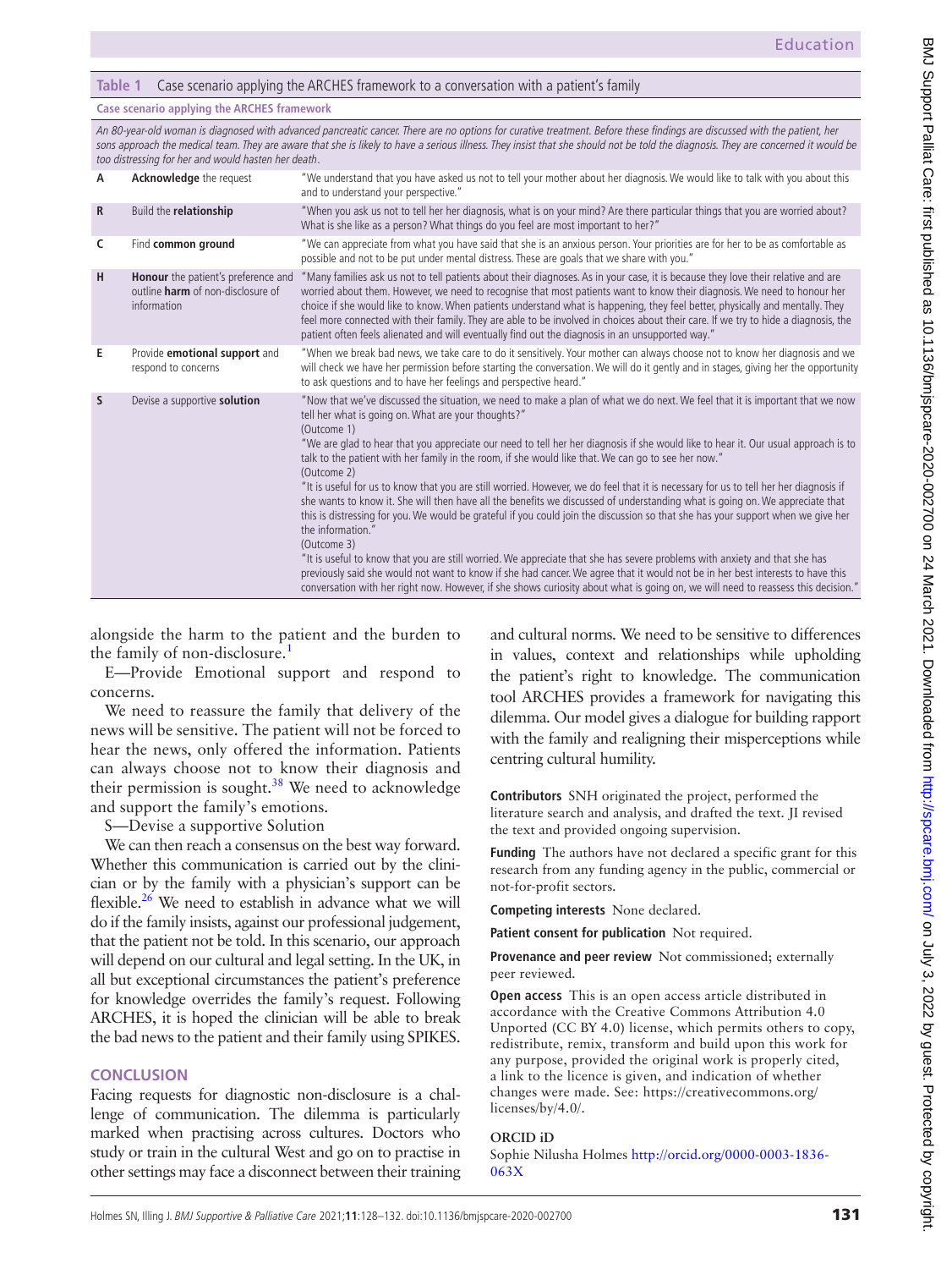**Table 1** Case scenario applying the ARCHES framework to a conversation with a patient's family

| Case scenario applying the ARCHES framework | | |
|---|---|---|
| *An 80-year-old woman is diagnosed with advanced pancreatic cancer. There are no options for curative treatment. Before these findings are discussed with the patient, her sons approach the medical team. They are aware that she is likely to have a serious illness. They insist that she should not be told the diagnosis. They are concerned it would be too distressing for her and would hasten her death.* | | |
| A | **Acknowledge** the request | "We understand that you have asked us not to tell your mother about her diagnosis. We would like to talk with you about this and to understand your perspective." |
| R | Build the **relationship** | "When you ask us not to tell her her diagnosis, what is on your mind? Are there particular things that you are worried about? What is she like as a person? What things do you feel are most important to her?" |
| C | Find **common ground** | "We can appreciate from what you have said that she is an anxious person. Your priorities are for her to be as comfortable as possible and not to be put under mental distress. These are goals that we share with you." |
| H | **Honour** the patient's preference and outline **harm** of non-disclosure of information | "Many families ask us not to tell patients about their diagnoses. As in your case, it is because they love their relative and are worried about them. However, we need to recognise that most patients want to know their diagnosis. We need to honour her choice if she would like to know. When patients understand what is happening, they feel better, physically and mentally. They feel more connected with their family. They are able to be involved in choices about their care. If we try to hide a diagnosis, the patient often feels alienated and will eventually find out the diagnosis in an unsupported way." |
| E | Provide **emotional support** and respond to concerns | "When we break bad news, we take care to do it sensitively. Your mother can always choose not to know her diagnosis and we will check we have her permission before starting the conversation. We will do it gently and in stages, giving her the opportunity to ask questions and to have her feelings and perspective heard." |
| S | Devise a supportive **solution** | "Now that we've discussed the situation, we need to make a plan of what we do next. We feel that it is important that we now tell her what is going on. What are your thoughts?" (Outcome 1) "We are glad to hear that you appreciate our need to tell her her diagnosis if she would like to hear it. Our usual approach is to talk to the patient with her family in the room, if she would like that. We can go to see her now." (Outcome 2) "It is useful for us to know that you are still worried. However, we do feel that it is necessary for us to tell her her diagnosis if she wants to know it. She will then have all the benefits we discussed of understanding what is going on. We appreciate that this is distressing for you. We would be grateful if you could join the discussion so that she has your support when we give her the information." (Outcome 3) "It is useful to know that you are still worried. We appreciate that she has severe problems with anxiety and that she has previously said she would not want to know if she had cancer. We agree that it would not be in her best interests to have this conversation with her right now. However, if she shows curiosity about what is going on, we will need to reassess this decision." |

alongside the harm to the patient and the burden to the family of non-disclosure.[1]

E—Provide Emotional support and respond to concerns.

We need to reassure the family that delivery of the news will be sensitive. The patient will not be forced to hear the news, only offered the information. Patients can always choose not to know their diagnosis and their permission is sought.[38] We need to acknowledge and support the family's emotions.

S—Devise a supportive Solution

We can then reach a consensus on the best way forward. Whether this communication is carried out by the clinician or by the family with a physician's support can be flexible.[26] We need to establish in advance what we will do if the family insists, against our professional judgement, that the patient not be told. In this scenario, our approach will depend on our cultural and legal setting. In the UK, in all but exceptional circumstances the patient's preference for knowledge overrides the family's request. Following ARCHES, it is hoped the clinician will be able to break the bad news to the patient and their family using SPIKES.

## CONCLUSION

Facing requests for diagnostic non-disclosure is a challenge of communication. The dilemma is particularly marked when practising across cultures. Doctors who study or train in the cultural West and go on to practise in other settings may face a disconnect between their training and cultural norms. We need to be sensitive to differences in values, context and relationships while upholding the patient's right to knowledge. The communication tool ARCHES provides a framework for navigating this dilemma. Our model gives a dialogue for building rapport with the family and realigning their misperceptions while centring cultural humility.

**Contributors** SNH originated the project, performed the literature search and analysis, and drafted the text. JI revised the text and provided ongoing supervision.

**Funding** The authors have not declared a specific grant for this research from any funding agency in the public, commercial or not-for-profit sectors.

**Competing interests** None declared.

**Patient consent for publication** Not required.

**Provenance and peer review** Not commissioned; externally peer reviewed.

**Open access** This is an open access article distributed in accordance with the Creative Commons Attribution 4.0 Unported (CC BY 4.0) license, which permits others to copy, redistribute, remix, transform and build upon this work for any purpose, provided the original work is properly cited, a link to the licence is given, and indication of whether changes were made. See: https://creativecommons.org/licenses/by/4.0/.

**ORCID iD**

Sophie Nilusha Holmes http://orcid.org/0000-0003-1836-063X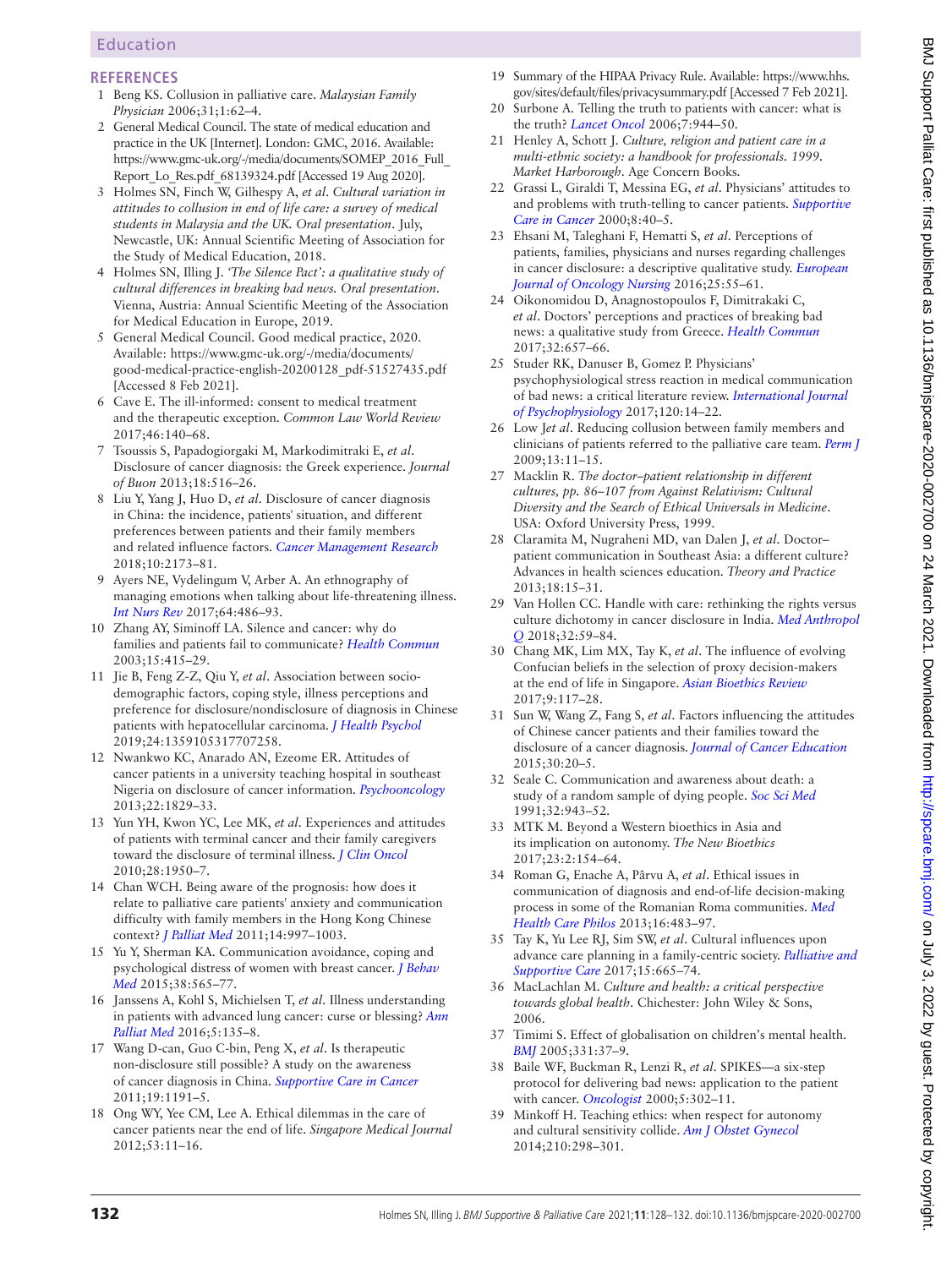## REFERENCES

1. Beng KS. Collusion in palliative care. *Malaysian Family Physician* 2006;31;1:62–4.
2. General Medical Council. The state of medical education and practice in the UK [Internet]. London: GMC, 2016. Available: https://www.gmc-uk.org/-/media/documents/SOMEP_2016_Full_Report_Lo_Res.pdf_68139324.pdf [Accessed 19 Aug 2020].
3. Holmes SN, Finch W, Gilhespy A, *et al*. *Cultural variation in attitudes to collusion in end of life care: a survey of medical students in Malaysia and the UK. Oral presentation*. July, Newcastle, UK: Annual Scientific Meeting of Association for the Study of Medical Education, 2018.
4. Holmes SN, Illing J. *'The Silence Pact': a qualitative study of cultural differences in breaking bad news. Oral presentation*. Vienna, Austria: Annual Scientific Meeting of the Association for Medical Education in Europe, 2019.
5. General Medical Council. Good medical practice, 2020. Available: https://www.gmc-uk.org/-/media/documents/good-medical-practice-english-20200128_pdf-51527435.pdf [Accessed 8 Feb 2021].
6. Cave E. The ill-informed: consent to medical treatment and the therapeutic exception. *Common Law World Review* 2017;46:140–68.
7. Tsoussis S, Papadogiorgaki M, Markodimitraki E, *et al*. Disclosure of cancer diagnosis: the Greek experience. *Journal of Buon* 2013;18:516–26.
8. Liu Y, Yang J, Huo D, *et al*. Disclosure of cancer diagnosis in China: the incidence, patients' situation, and different preferences between patients and their family members and related influence factors. *Cancer Management Research* 2018;10:2173–81.
9. Ayers NE, Vydelingum V, Arber A. An ethnography of managing emotions when talking about life-threatening illness. *Int Nurs Rev* 2017;64:486–93.
10. Zhang AY, Siminoff LA. Silence and cancer: why do families and patients fail to communicate? *Health Commun* 2003;15:415–29.
11. Jie B, Feng Z-Z, Qiu Y, *et al*. Association between sociodemographic factors, coping style, illness perceptions and preference for disclosure/nondisclosure of diagnosis in Chinese patients with hepatocellular carcinoma. *J Health Psychol* 2019;24:1359105317707258.
12. Nwankwo KC, Anarado AN, Ezeome ER. Attitudes of cancer patients in a university teaching hospital in southeast Nigeria on disclosure of cancer information. *Psychooncology* 2013;22:1829–33.
13. Yun YH, Kwon YC, Lee MK, *et al*. Experiences and attitudes of patients with terminal cancer and their family caregivers toward the disclosure of terminal illness. *J Clin Oncol* 2010;28:1950–7.
14. Chan WCH. Being aware of the prognosis: how does it relate to palliative care patients' anxiety and communication difficulty with family members in the Hong Kong Chinese context? *J Palliat Med* 2011;14:997–1003.
15. Yu Y, Sherman KA. Communication avoidance, coping and psychological distress of women with breast cancer. *J Behav Med* 2015;38:565–77.
16. Janssens A, Kohl S, Michielsen T, *et al*. Illness understanding in patients with advanced lung cancer: curse or blessing? *Ann Palliat Med* 2016;5:135–8.
17. Wang D-can, Guo C-bin, Peng X, *et al*. Is therapeutic non-disclosure still possible? A study on the awareness of cancer diagnosis in China. *Supportive Care in Cancer* 2011;19:1191–5.
18. Ong WY, Yee CM, Lee A. Ethical dilemmas in the care of cancer patients near the end of life. *Singapore Medical Journal* 2012;53:11–16.
19. Summary of the HIPAA Privacy Rule. Available: https://www.hhs.gov/sites/default/files/privacysummary.pdf [Accessed 7 Feb 2021].
20. Surbone A. Telling the truth to patients with cancer: what is the truth? *Lancet Oncol* 2006;7:944–50.
21. Henley A, Schott J. *Culture, religion and patient care in a multi-ethnic society: a handbook for professionals. 1999. Market Harborough*. Age Concern Books.
22. Grassi L, Giraldi T, Messina EG, *et al*. Physicians' attitudes to and problems with truth-telling to cancer patients. *Supportive Care in Cancer* 2000;8:40–5.
23. Ehsani M, Taleghani F, Hematti S, *et al*. Perceptions of patients, families, physicians and nurses regarding challenges in cancer disclosure: a descriptive qualitative study. *European Journal of Oncology Nursing* 2016;25:55–61.
24. Oikonomidou D, Anagnostopoulos F, Dimitrakaki C, *et al*. Doctors' perceptions and practices of breaking bad news: a qualitative study from Greece. *Health Commun* 2017;32:657–66.
25. Studer RK, Danuser B, Gomez P. Physicians' psychophysiological stress reaction in medical communication of bad news: a critical literature review. *International Journal of Psychophysiology* 2017;120:14–22.
26. Low J*et al*. Reducing collusion between family members and clinicians of patients referred to the palliative care team. *Perm J* 2009;13:11–15.
27. Macklin R. *The doctor–patient relationship in different cultures, pp. 86–107 from Against Relativism: Cultural Diversity and the Search of Ethical Universals in Medicine*. USA: Oxford University Press, 1999.
28. Claramita M, Nugraheni MD, van Dalen J, *et al*. Doctor–patient communication in Southeast Asia: a different culture? Advances in health sciences education. *Theory and Practice* 2013;18:15–31.
29. Van Hollen CC. Handle with care: rethinking the rights versus culture dichotomy in cancer disclosure in India. *Med Anthropol Q* 2018;32:59–84.
30. Chang MK, Lim MX, Tay K, *et al*. The influence of evolving Confucian beliefs in the selection of proxy decision-makers at the end of life in Singapore. *Asian Bioethics Review* 2017;9:117–28.
31. Sun W, Wang Z, Fang S, *et al*. Factors influencing the attitudes of Chinese cancer patients and their families toward the disclosure of a cancer diagnosis. *Journal of Cancer Education* 2015;30:20–5.
32. Seale C. Communication and awareness about death: a study of a random sample of dying people. *Soc Sci Med* 1991;32:943–52.
33. MTK M. Beyond a Western bioethics in Asia and its implication on autonomy. *The New Bioethics* 2017;23:2:154–64.
34. Roman G, Enache A, Pârvu A, *et al*. Ethical issues in communication of diagnosis and end-of-life decision-making process in some of the Romanian Roma communities. *Med Health Care Philos* 2013;16:483–97.
35. Tay K, Yu Lee RJ, Sim SW, *et al*. Cultural influences upon advance care planning in a family-centric society. *Palliative and Supportive Care* 2017;15:665–74.
36. MacLachlan M. *Culture and health: a critical perspective towards global health*. Chichester: John Wiley & Sons, 2006.
37. Timimi S. Effect of globalisation on children's mental health. *BMJ* 2005;331:37–9.
38. Baile WF, Buckman R, Lenzi R, *et al*. SPIKES—a six-step protocol for delivering bad news: application to the patient with cancer. *Oncologist* 2000;5:302–11.
39. Minkoff H. Teaching ethics: when respect for autonomy and cultural sensitivity collide. *Am J Obstet Gynecol* 2014;210:298–301.